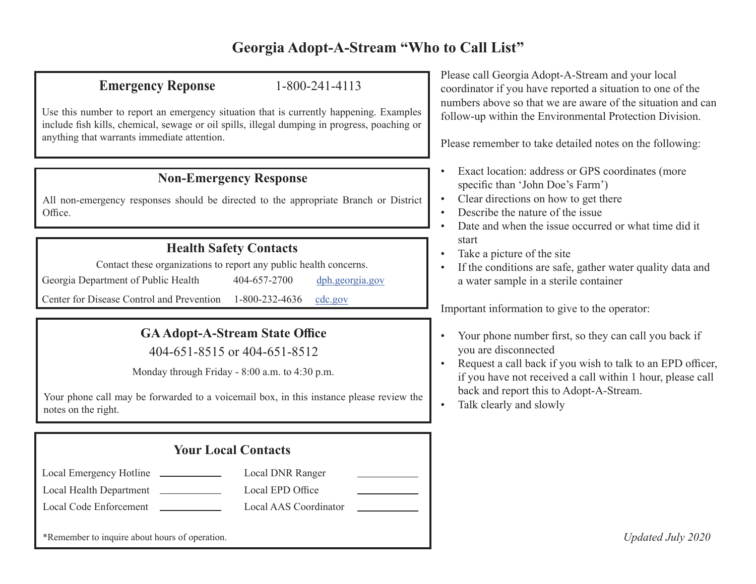# Georgia Adopt-A-Stream "Who to Call List"

## Emergency Reponse 1-800-241-4113

Use this number to report an emergency situation that is currently happening. Examples include fish kills, chemical, sewage or oil spills, illegal dumping in progress, poaching or anything that warrants immediate attention.

## Non-Emergency Response

All non-emergency responses should be directed to the appropriate Branch or District Office.

## Health Safety Contacts

Contact these organizations to report any public health concerns.

| Organization | Phone | Website |
|---|---|---|
| Georgia Department of Public Health | 404-657-2700 | dph.georgia.gov |
| Center for Disease Control and Prevention | 1-800-232-4636 | cdc.gov |

## GA Adopt-A-Stream State Office

404-651-8515 or 404-651-8512

Monday through Friday - 8:00 a.m. to 4:30 p.m.

Your phone call may be forwarded to a voicemail box, in this instance please review the notes on the right.

## Your Local Contacts

| | | | |
|---|---|---|---|
| Local Emergency Hotline | ________ | Local DNR Ranger | ________ |
| Local Health Department | ________ | Local EPD Office | ________ |
| Local Code Enforcement | ________ | Local AAS Coordinator | ________ |

*Remember to inquire about hours of operation.

Please call Georgia Adopt-A-Stream and your local coordinator if you have reported a situation to one of the numbers above so that we are aware of the situation and can follow-up within the Environmental Protection Division.

Please remember to take detailed notes on the following:

- Exact location: address or GPS coordinates (more specific than 'John Doe's Farm')
- Clear directions on how to get there
- Describe the nature of the issue
- Date and when the issue occurred or what time did it start
- Take a picture of the site
- If the conditions are safe, gather water quality data and a water sample in a sterile container

Important information to give to the operator:

- Your phone number first, so they can call you back if you are disconnected
- Request a call back if you wish to talk to an EPD officer, if you have not received a call within 1 hour, please call back and report this to Adopt-A-Stream.
- Talk clearly and slowly

*Updated July 2020*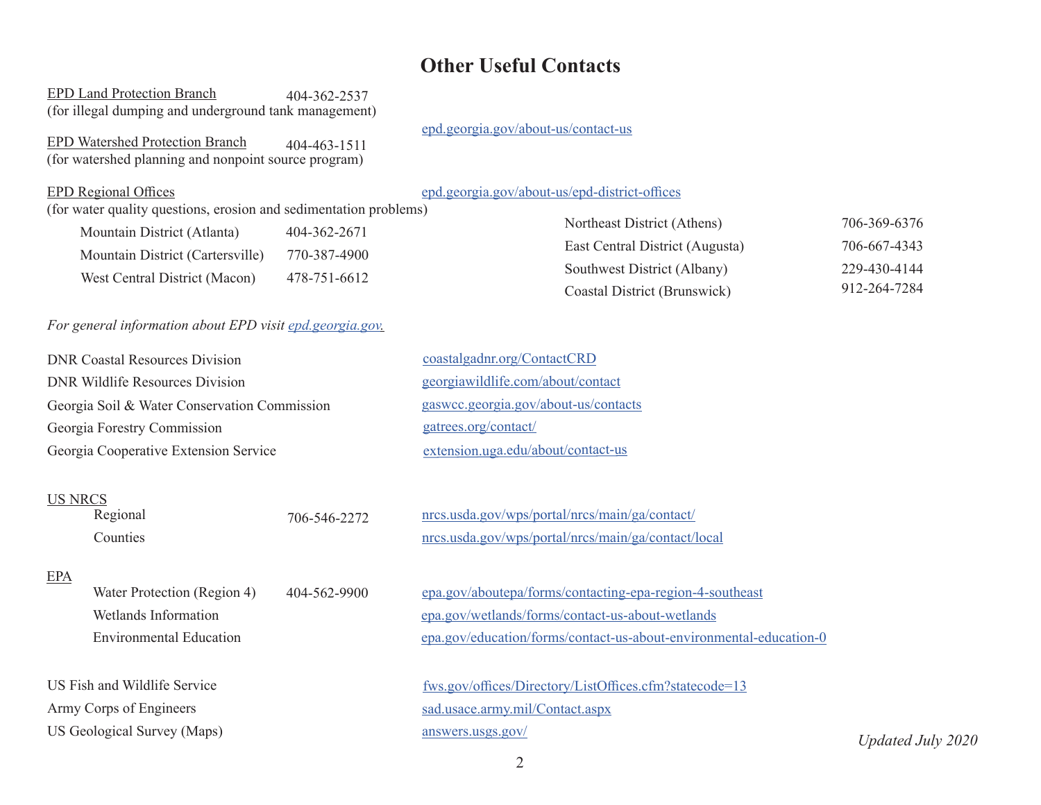# Other Useful Contacts

EPD Land Protection Branch 404-362-2537
(for illegal dumping and underground tank management)

EPD Watershed Protection Branch 404-463-1511
(for watershed planning and nonpoint source program)

epd.georgia.gov/about-us/contact-us

EPD Regional Offices epd.georgia.gov/about-us/epd-district-offices
(for water quality questions, erosion and sedimentation problems)

| | |
|---|---|
| Mountain District (Atlanta) | 404-362-2671 |
| Mountain District (Cartersville) | 770-387-4900 |
| West Central District (Macon) | 478-751-6612 |
| Northeast District (Athens) | 706-369-6376 |
| East Central District (Augusta) | 706-667-4343 |
| Southwest District (Albany) | 229-430-4144 |
| Coastal District (Brunswick) | 912-264-7284 |

*For general information about EPD visit epd.georgia.gov.*

| | |
|---|---|
| DNR Coastal Resources Division | coastalgadnr.org/ContactCRD |
| DNR Wildlife Resources Division | georgiawildlife.com/about/contact |
| Georgia Soil & Water Conservation Commission | gaswcc.georgia.gov/about-us/contacts |
| Georgia Forestry Commission | gatrees.org/contact/ |
| Georgia Cooperative Extension Service | extension.uga.edu/about/contact-us |

US NRCS

| | | |
|---|---|---|
| Regional | 706-546-2272 | nrcs.usda.gov/wps/portal/nrcs/main/ga/contact/ |
| Counties | | nrcs.usda.gov/wps/portal/nrcs/main/ga/contact/local |

EPA

| | | |
|---|---|---|
| Water Protection (Region 4) | 404-562-9900 | epa.gov/aboutepa/forms/contacting-epa-region-4-southeast |
| Wetlands Information | | epa.gov/wetlands/forms/contact-us-about-wetlands |
| Environmental Education | | epa.gov/education/forms/contact-us-about-environmental-education-0 |

| | |
|---|---|
| US Fish and Wildlife Service | fws.gov/offices/Directory/ListOffices.cfm?statecode=13 |
| Army Corps of Engineers | sad.usace.army.mil/Contact.aspx |
| US Geological Survey (Maps) | answers.usgs.gov/ |

*Updated July 2020*